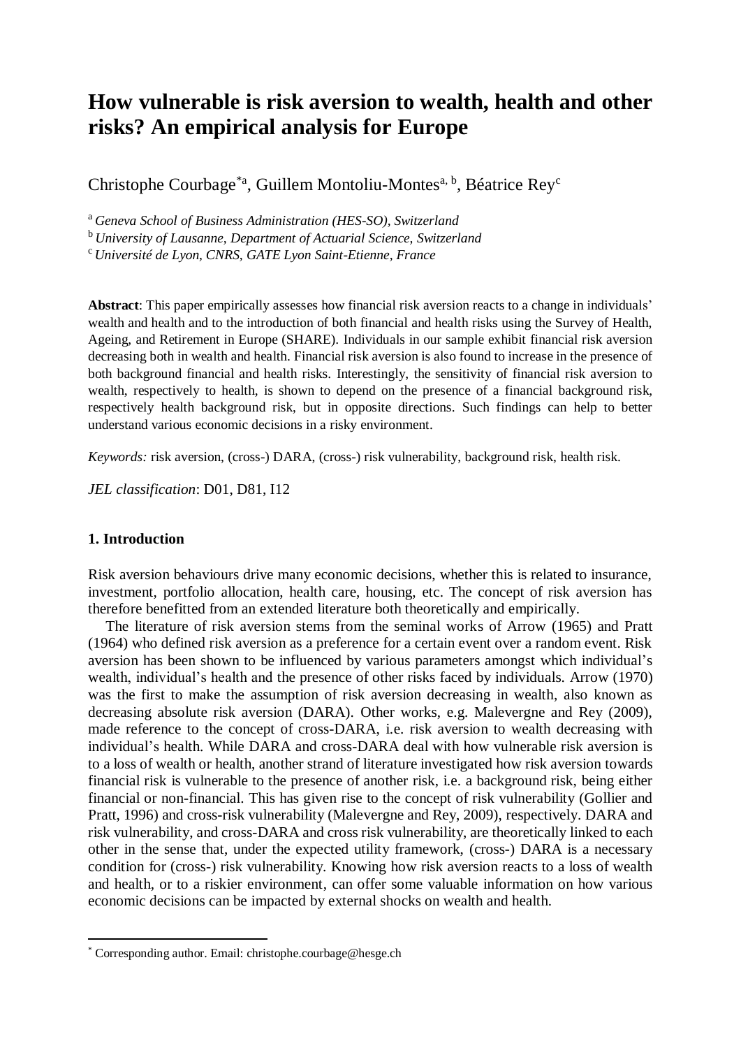# How vulnerable is risk aversion to wealth, health and other risks? An empirical analysis for Europe

Christophe Courbage*[a], Guillem Montoliu-Montes[a, b], Béatrice Rey[c]

[a] *Geneva School of Business Administration (HES-SO), Switzerland*

[b] *University of Lausanne, Department of Actuarial Science, Switzerland*

[c] *Université de Lyon, CNRS, GATE Lyon Saint-Etienne, France*

**Abstract**: This paper empirically assesses how financial risk aversion reacts to a change in individuals' wealth and health and to the introduction of both financial and health risks using the Survey of Health, Ageing, and Retirement in Europe (SHARE). Individuals in our sample exhibit financial risk aversion decreasing both in wealth and health. Financial risk aversion is also found to increase in the presence of both background financial and health risks. Interestingly, the sensitivity of financial risk aversion to wealth, respectively to health, is shown to depend on the presence of a financial background risk, respectively health background risk, but in opposite directions. Such findings can help to better understand various economic decisions in a risky environment.

*Keywords:* risk aversion, (cross-) DARA, (cross-) risk vulnerability, background risk, health risk.

*JEL classification*: D01, D81, I12

## 1. Introduction

Risk aversion behaviours drive many economic decisions, whether this is related to insurance, investment, portfolio allocation, health care, housing, etc. The concept of risk aversion has therefore benefitted from an extended literature both theoretically and empirically.

The literature of risk aversion stems from the seminal works of Arrow (1965) and Pratt (1964) who defined risk aversion as a preference for a certain event over a random event. Risk aversion has been shown to be influenced by various parameters amongst which individual's wealth, individual's health and the presence of other risks faced by individuals. Arrow (1970) was the first to make the assumption of risk aversion decreasing in wealth, also known as decreasing absolute risk aversion (DARA). Other works, e.g. Malevergne and Rey (2009), made reference to the concept of cross-DARA, i.e. risk aversion to wealth decreasing with individual's health. While DARA and cross-DARA deal with how vulnerable risk aversion is to a loss of wealth or health, another strand of literature investigated how risk aversion towards financial risk is vulnerable to the presence of another risk, i.e. a background risk, being either financial or non-financial. This has given rise to the concept of risk vulnerability (Gollier and Pratt, 1996) and cross-risk vulnerability (Malevergne and Rey, 2009), respectively. DARA and risk vulnerability, and cross-DARA and cross risk vulnerability, are theoretically linked to each other in the sense that, under the expected utility framework, (cross-) DARA is a necessary condition for (cross-) risk vulnerability. Knowing how risk aversion reacts to a loss of wealth and health, or to a riskier environment, can offer some valuable information on how various economic decisions can be impacted by external shocks on wealth and health.

* Corresponding author. Email: christophe.courbage@hesge.ch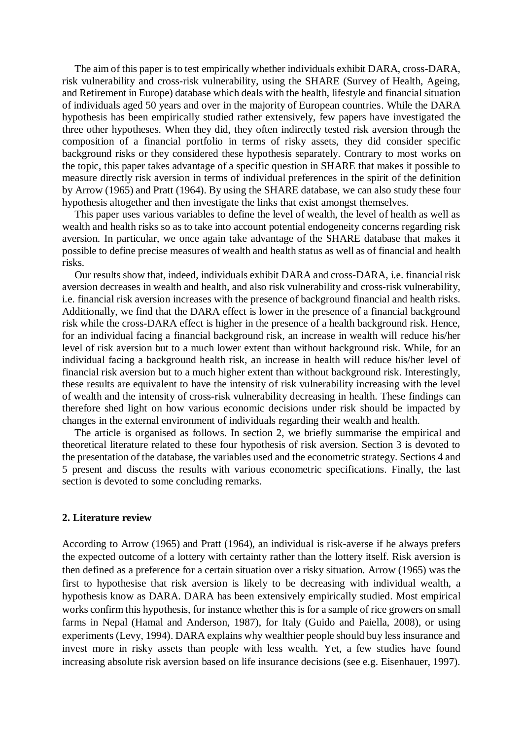The aim of this paper is to test empirically whether individuals exhibit DARA, cross-DARA, risk vulnerability and cross-risk vulnerability, using the SHARE (Survey of Health, Ageing, and Retirement in Europe) database which deals with the health, lifestyle and financial situation of individuals aged 50 years and over in the majority of European countries. While the DARA hypothesis has been empirically studied rather extensively, few papers have investigated the three other hypotheses. When they did, they often indirectly tested risk aversion through the composition of a financial portfolio in terms of risky assets, they did consider specific background risks or they considered these hypothesis separately. Contrary to most works on the topic, this paper takes advantage of a specific question in SHARE that makes it possible to measure directly risk aversion in terms of individual preferences in the spirit of the definition by Arrow (1965) and Pratt (1964). By using the SHARE database, we can also study these four hypothesis altogether and then investigate the links that exist amongst themselves.

This paper uses various variables to define the level of wealth, the level of health as well as wealth and health risks so as to take into account potential endogeneity concerns regarding risk aversion. In particular, we once again take advantage of the SHARE database that makes it possible to define precise measures of wealth and health status as well as of financial and health risks.

Our results show that, indeed, individuals exhibit DARA and cross-DARA, i.e. financial risk aversion decreases in wealth and health, and also risk vulnerability and cross-risk vulnerability, i.e. financial risk aversion increases with the presence of background financial and health risks. Additionally, we find that the DARA effect is lower in the presence of a financial background risk while the cross-DARA effect is higher in the presence of a health background risk. Hence, for an individual facing a financial background risk, an increase in wealth will reduce his/her level of risk aversion but to a much lower extent than without background risk. While, for an individual facing a background health risk, an increase in health will reduce his/her level of financial risk aversion but to a much higher extent than without background risk. Interestingly, these results are equivalent to have the intensity of risk vulnerability increasing with the level of wealth and the intensity of cross-risk vulnerability decreasing in health. These findings can therefore shed light on how various economic decisions under risk should be impacted by changes in the external environment of individuals regarding their wealth and health.

The article is organised as follows. In section 2, we briefly summarise the empirical and theoretical literature related to these four hypothesis of risk aversion. Section 3 is devoted to the presentation of the database, the variables used and the econometric strategy. Sections 4 and 5 present and discuss the results with various econometric specifications. Finally, the last section is devoted to some concluding remarks.

## 2. Literature review

According to Arrow (1965) and Pratt (1964), an individual is risk-averse if he always prefers the expected outcome of a lottery with certainty rather than the lottery itself. Risk aversion is then defined as a preference for a certain situation over a risky situation. Arrow (1965) was the first to hypothesise that risk aversion is likely to be decreasing with individual wealth, a hypothesis know as DARA. DARA has been extensively empirically studied. Most empirical works confirm this hypothesis, for instance whether this is for a sample of rice growers on small farms in Nepal (Hamal and Anderson, 1987), for Italy (Guido and Paiella, 2008), or using experiments (Levy, 1994). DARA explains why wealthier people should buy less insurance and invest more in risky assets than people with less wealth. Yet, a few studies have found increasing absolute risk aversion based on life insurance decisions (see e.g. Eisenhauer, 1997).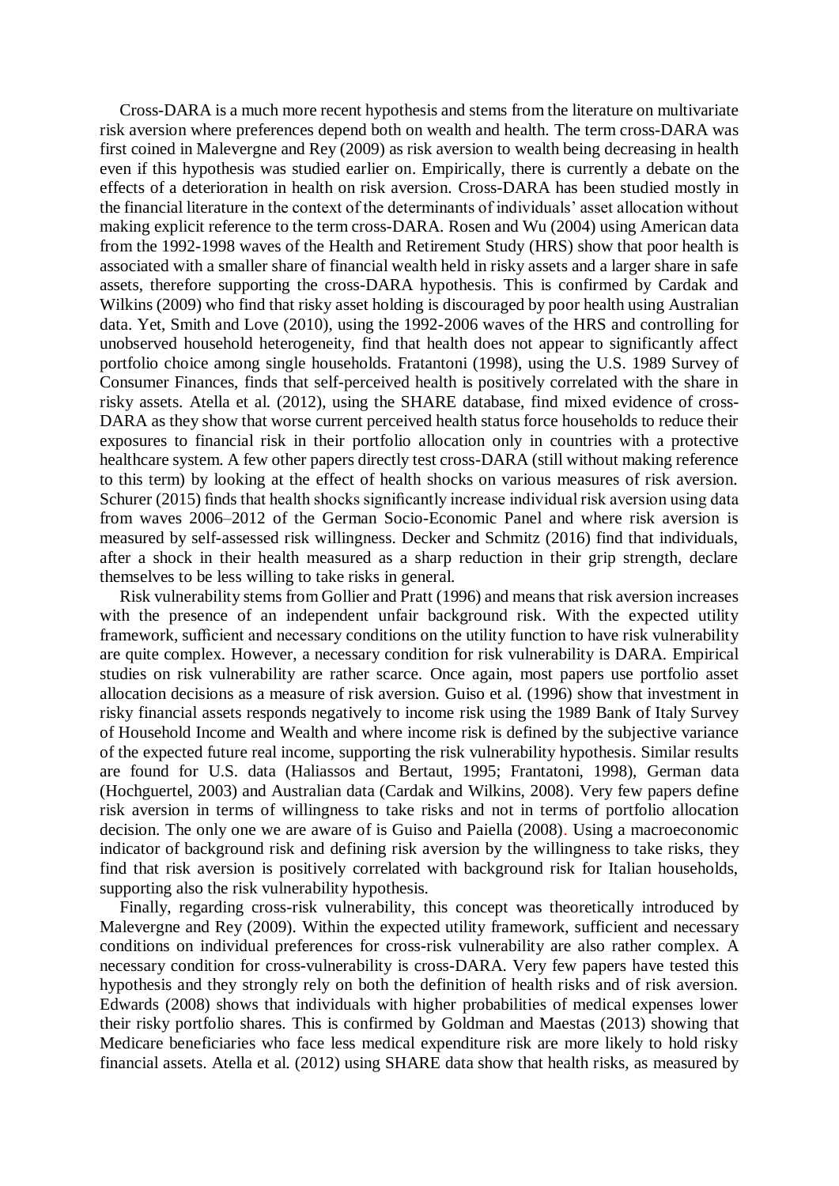Cross-DARA is a much more recent hypothesis and stems from the literature on multivariate risk aversion where preferences depend both on wealth and health. The term cross-DARA was first coined in Malevergne and Rey (2009) as risk aversion to wealth being decreasing in health even if this hypothesis was studied earlier on. Empirically, there is currently a debate on the effects of a deterioration in health on risk aversion. Cross-DARA has been studied mostly in the financial literature in the context of the determinants of individuals' asset allocation without making explicit reference to the term cross-DARA. Rosen and Wu (2004) using American data from the 1992-1998 waves of the Health and Retirement Study (HRS) show that poor health is associated with a smaller share of financial wealth held in risky assets and a larger share in safe assets, therefore supporting the cross-DARA hypothesis. This is confirmed by Cardak and Wilkins (2009) who find that risky asset holding is discouraged by poor health using Australian data. Yet, Smith and Love (2010), using the 1992-2006 waves of the HRS and controlling for unobserved household heterogeneity, find that health does not appear to significantly affect portfolio choice among single households. Fratantoni (1998), using the U.S. 1989 Survey of Consumer Finances, finds that self-perceived health is positively correlated with the share in risky assets. Atella et al. (2012), using the SHARE database, find mixed evidence of cross-DARA as they show that worse current perceived health status force households to reduce their exposures to financial risk in their portfolio allocation only in countries with a protective healthcare system. A few other papers directly test cross-DARA (still without making reference to this term) by looking at the effect of health shocks on various measures of risk aversion. Schurer (2015) finds that health shocks significantly increase individual risk aversion using data from waves 2006–2012 of the German Socio-Economic Panel and where risk aversion is measured by self-assessed risk willingness. Decker and Schmitz (2016) find that individuals, after a shock in their health measured as a sharp reduction in their grip strength, declare themselves to be less willing to take risks in general.

Risk vulnerability stems from Gollier and Pratt (1996) and means that risk aversion increases with the presence of an independent unfair background risk. With the expected utility framework, sufficient and necessary conditions on the utility function to have risk vulnerability are quite complex. However, a necessary condition for risk vulnerability is DARA. Empirical studies on risk vulnerability are rather scarce. Once again, most papers use portfolio asset allocation decisions as a measure of risk aversion. Guiso et al. (1996) show that investment in risky financial assets responds negatively to income risk using the 1989 Bank of Italy Survey of Household Income and Wealth and where income risk is defined by the subjective variance of the expected future real income, supporting the risk vulnerability hypothesis. Similar results are found for U.S. data (Haliassos and Bertaut, 1995; Frantatoni, 1998), German data (Hochguertel, 2003) and Australian data (Cardak and Wilkins, 2008). Very few papers define risk aversion in terms of willingness to take risks and not in terms of portfolio allocation decision. The only one we are aware of is Guiso and Paiella (2008). Using a macroeconomic indicator of background risk and defining risk aversion by the willingness to take risks, they find that risk aversion is positively correlated with background risk for Italian households, supporting also the risk vulnerability hypothesis.

Finally, regarding cross-risk vulnerability, this concept was theoretically introduced by Malevergne and Rey (2009). Within the expected utility framework, sufficient and necessary conditions on individual preferences for cross-risk vulnerability are also rather complex. A necessary condition for cross-vulnerability is cross-DARA. Very few papers have tested this hypothesis and they strongly rely on both the definition of health risks and of risk aversion. Edwards (2008) shows that individuals with higher probabilities of medical expenses lower their risky portfolio shares. This is confirmed by Goldman and Maestas (2013) showing that Medicare beneficiaries who face less medical expenditure risk are more likely to hold risky financial assets. Atella et al. (2012) using SHARE data show that health risks, as measured by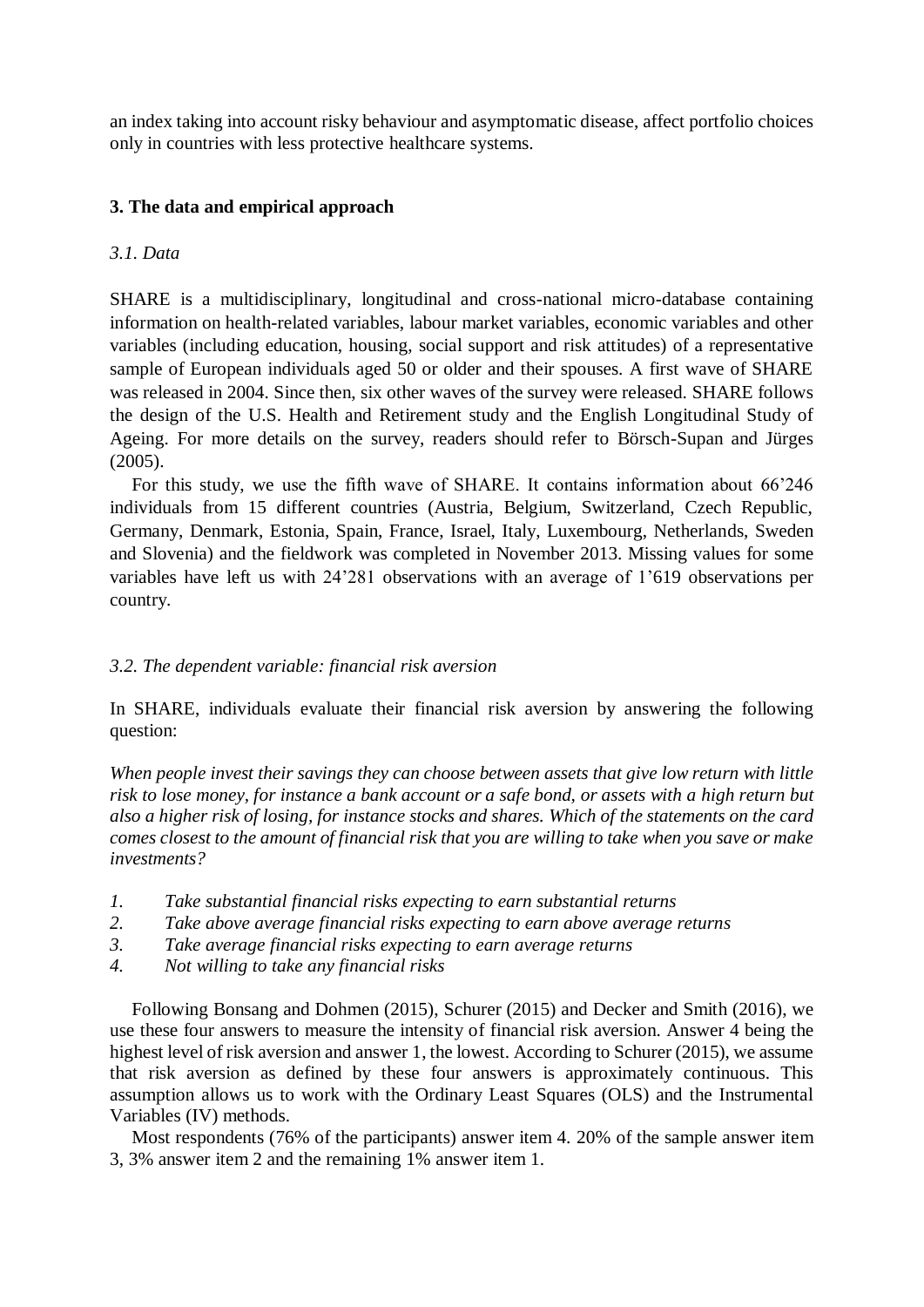an index taking into account risky behaviour and asymptomatic disease, affect portfolio choices only in countries with less protective healthcare systems.

## 3. The data and empirical approach

### *3.1. Data*

SHARE is a multidisciplinary, longitudinal and cross-national micro-database containing information on health-related variables, labour market variables, economic variables and other variables (including education, housing, social support and risk attitudes) of a representative sample of European individuals aged 50 or older and their spouses. A first wave of SHARE was released in 2004. Since then, six other waves of the survey were released. SHARE follows the design of the U.S. Health and Retirement study and the English Longitudinal Study of Ageing. For more details on the survey, readers should refer to Börsch-Supan and Jürges (2005).

For this study, we use the fifth wave of SHARE. It contains information about 66'246 individuals from 15 different countries (Austria, Belgium, Switzerland, Czech Republic, Germany, Denmark, Estonia, Spain, France, Israel, Italy, Luxembourg, Netherlands, Sweden and Slovenia) and the fieldwork was completed in November 2013. Missing values for some variables have left us with 24'281 observations with an average of 1'619 observations per country.

### *3.2. The dependent variable: financial risk aversion*

In SHARE, individuals evaluate their financial risk aversion by answering the following question:

*When people invest their savings they can choose between assets that give low return with little risk to lose money, for instance a bank account or a safe bond, or assets with a high return but also a higher risk of losing, for instance stocks and shares. Which of the statements on the card comes closest to the amount of financial risk that you are willing to take when you save or make investments?*

1. *Take substantial financial risks expecting to earn substantial returns*
2. *Take above average financial risks expecting to earn above average returns*
3. *Take average financial risks expecting to earn average returns*
4. *Not willing to take any financial risks*

Following Bonsang and Dohmen (2015), Schurer (2015) and Decker and Smith (2016), we use these four answers to measure the intensity of financial risk aversion. Answer 4 being the highest level of risk aversion and answer 1, the lowest. According to Schurer (2015), we assume that risk aversion as defined by these four answers is approximately continuous. This assumption allows us to work with the Ordinary Least Squares (OLS) and the Instrumental Variables (IV) methods.

Most respondents (76% of the participants) answer item 4. 20% of the sample answer item 3, 3% answer item 2 and the remaining 1% answer item 1.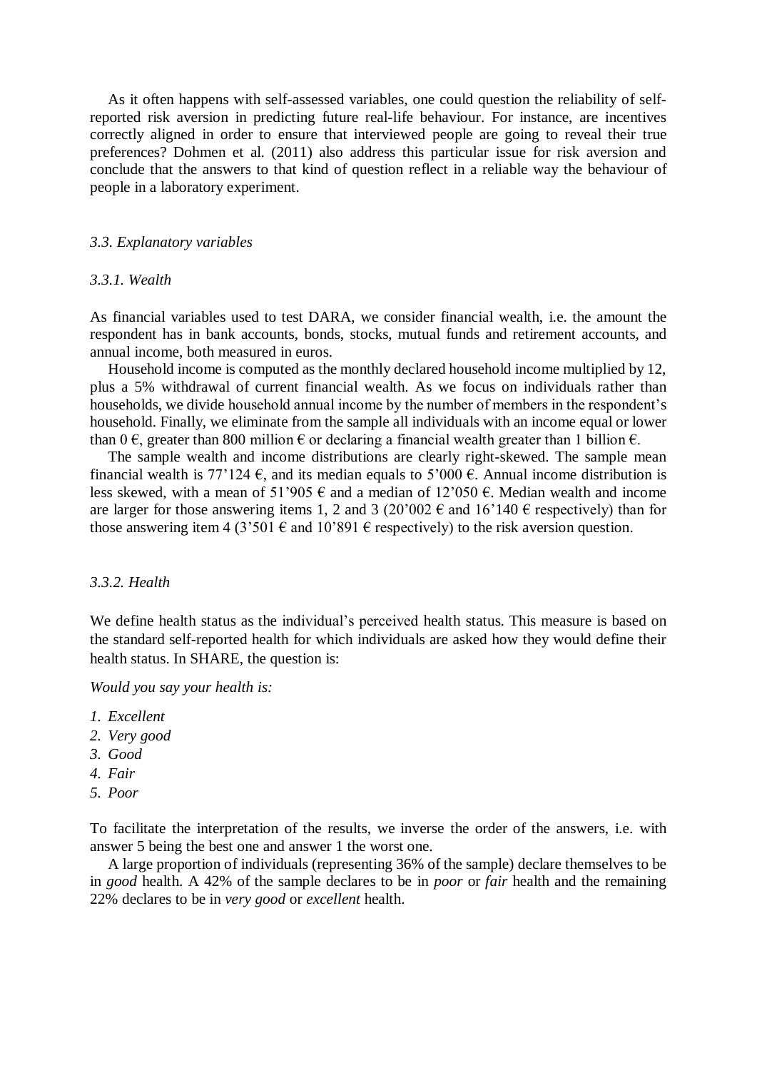As it often happens with self-assessed variables, one could question the reliability of self-reported risk aversion in predicting future real-life behaviour. For instance, are incentives correctly aligned in order to ensure that interviewed people are going to reveal their true preferences? Dohmen et al. (2011) also address this particular issue for risk aversion and conclude that the answers to that kind of question reflect in a reliable way the behaviour of people in a laboratory experiment.

### *3.3. Explanatory variables*

#### *3.3.1. Wealth*

As financial variables used to test DARA, we consider financial wealth, i.e. the amount the respondent has in bank accounts, bonds, stocks, mutual funds and retirement accounts, and annual income, both measured in euros.

Household income is computed as the monthly declared household income multiplied by 12, plus a 5% withdrawal of current financial wealth. As we focus on individuals rather than households, we divide household annual income by the number of members in the respondent's household. Finally, we eliminate from the sample all individuals with an income equal or lower than 0 €, greater than 800 million € or declaring a financial wealth greater than 1 billion €.

The sample wealth and income distributions are clearly right-skewed. The sample mean financial wealth is 77'124 €, and its median equals to 5'000 €. Annual income distribution is less skewed, with a mean of 51'905 € and a median of 12'050 €. Median wealth and income are larger for those answering items 1, 2 and 3 (20'002 € and 16'140 € respectively) than for those answering item 4 (3'501 € and 10'891 € respectively) to the risk aversion question.

#### *3.3.2. Health*

We define health status as the individual's perceived health status. This measure is based on the standard self-reported health for which individuals are asked how they would define their health status. In SHARE, the question is:

*Would you say your health is:*

1. *Excellent*
2. *Very good*
3. *Good*
4. *Fair*
5. *Poor*

To facilitate the interpretation of the results, we inverse the order of the answers, i.e. with answer 5 being the best one and answer 1 the worst one.

A large proportion of individuals (representing 36% of the sample) declare themselves to be in *good* health. A 42% of the sample declares to be in *poor* or *fair* health and the remaining 22% declares to be in *very good* or *excellent* health.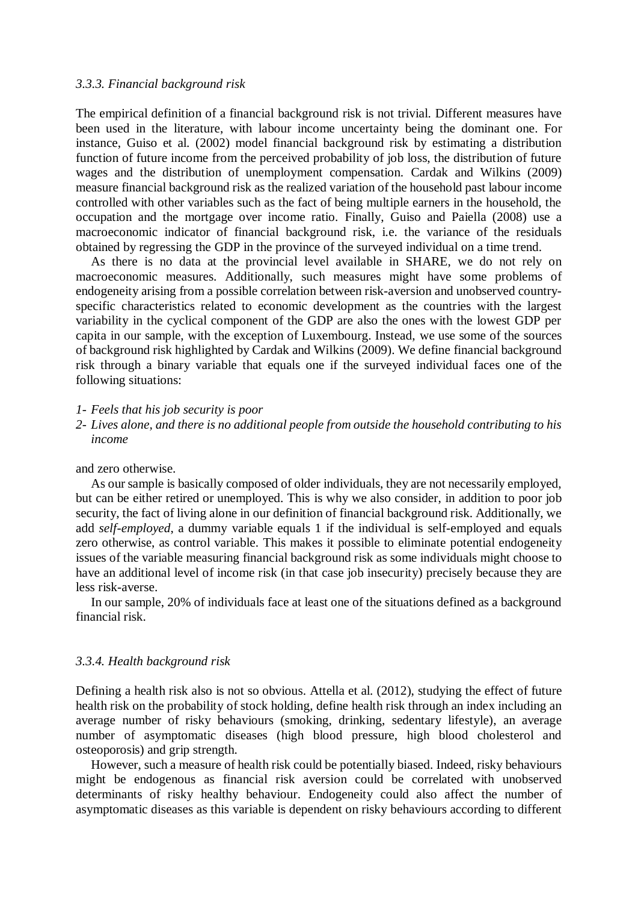### *3.3.3. Financial background risk*

The empirical definition of a financial background risk is not trivial. Different measures have been used in the literature, with labour income uncertainty being the dominant one. For instance, Guiso et al. (2002) model financial background risk by estimating a distribution function of future income from the perceived probability of job loss, the distribution of future wages and the distribution of unemployment compensation. Cardak and Wilkins (2009) measure financial background risk as the realized variation of the household past labour income controlled with other variables such as the fact of being multiple earners in the household, the occupation and the mortgage over income ratio. Finally, Guiso and Paiella (2008) use a macroeconomic indicator of financial background risk, i.e. the variance of the residuals obtained by regressing the GDP in the province of the surveyed individual on a time trend.

As there is no data at the provincial level available in SHARE, we do not rely on macroeconomic measures. Additionally, such measures might have some problems of endogeneity arising from a possible correlation between risk-aversion and unobserved country-specific characteristics related to economic development as the countries with the largest variability in the cyclical component of the GDP are also the ones with the lowest GDP per capita in our sample, with the exception of Luxembourg. Instead, we use some of the sources of background risk highlighted by Cardak and Wilkins (2009). We define financial background risk through a binary variable that equals one if the surveyed individual faces one of the following situations:

1- *Feels that his job security is poor*
2- *Lives alone, and there is no additional people from outside the household contributing to his income*

and zero otherwise.

As our sample is basically composed of older individuals, they are not necessarily employed, but can be either retired or unemployed. This is why we also consider, in addition to poor job security, the fact of living alone in our definition of financial background risk. Additionally, we add *self-employed*, a dummy variable equals 1 if the individual is self-employed and equals zero otherwise, as control variable. This makes it possible to eliminate potential endogeneity issues of the variable measuring financial background risk as some individuals might choose to have an additional level of income risk (in that case job insecurity) precisely because they are less risk-averse.

In our sample, 20% of individuals face at least one of the situations defined as a background financial risk.

### *3.3.4. Health background risk*

Defining a health risk also is not so obvious. Attella et al. (2012), studying the effect of future health risk on the probability of stock holding, define health risk through an index including an average number of risky behaviours (smoking, drinking, sedentary lifestyle), an average number of asymptomatic diseases (high blood pressure, high blood cholesterol and osteoporosis) and grip strength.

However, such a measure of health risk could be potentially biased. Indeed, risky behaviours might be endogenous as financial risk aversion could be correlated with unobserved determinants of risky healthy behaviour. Endogeneity could also affect the number of asymptomatic diseases as this variable is dependent on risky behaviours according to different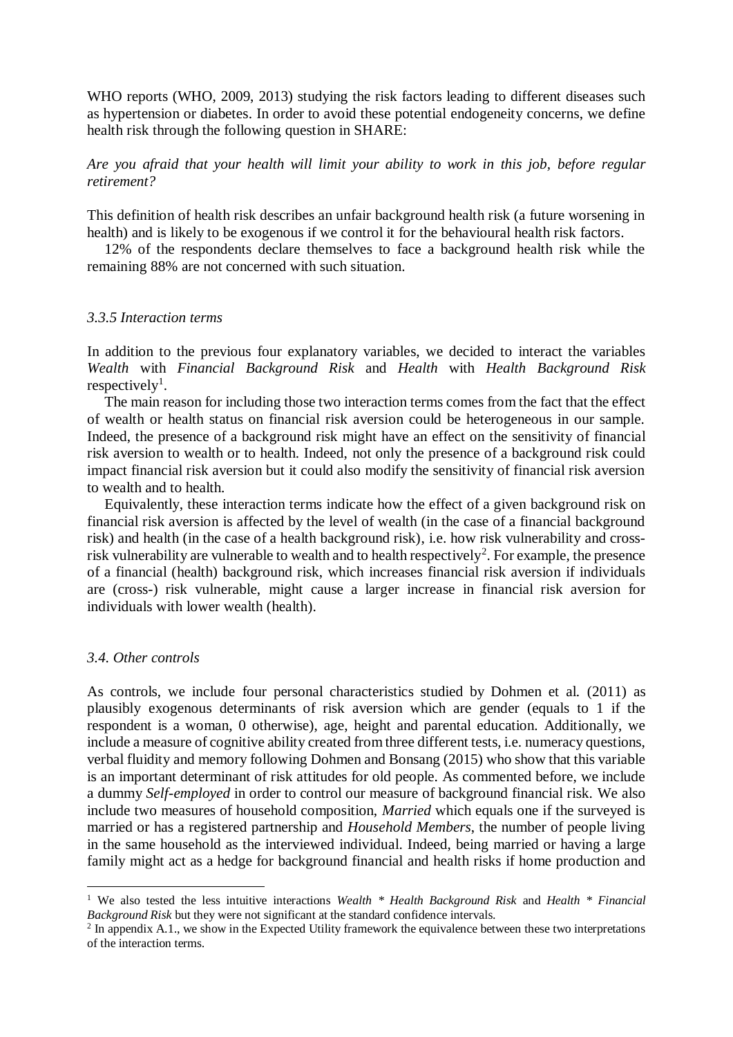WHO reports (WHO, 2009, 2013) studying the risk factors leading to different diseases such as hypertension or diabetes. In order to avoid these potential endogeneity concerns, we define health risk through the following question in SHARE:

*Are you afraid that your health will limit your ability to work in this job, before regular retirement?*

This definition of health risk describes an unfair background health risk (a future worsening in health) and is likely to be exogenous if we control it for the behavioural health risk factors.

12% of the respondents declare themselves to face a background health risk while the remaining 88% are not concerned with such situation.

### *3.3.5 Interaction terms*

In addition to the previous four explanatory variables, we decided to interact the variables *Wealth* with *Financial Background Risk* and *Health* with *Health Background Risk* respectively[1].

The main reason for including those two interaction terms comes from the fact that the effect of wealth or health status on financial risk aversion could be heterogeneous in our sample. Indeed, the presence of a background risk might have an effect on the sensitivity of financial risk aversion to wealth or to health. Indeed, not only the presence of a background risk could impact financial risk aversion but it could also modify the sensitivity of financial risk aversion to wealth and to health.

Equivalently, these interaction terms indicate how the effect of a given background risk on financial risk aversion is affected by the level of wealth (in the case of a financial background risk) and health (in the case of a health background risk), i.e. how risk vulnerability and cross-risk vulnerability are vulnerable to wealth and to health respectively[2]. For example, the presence of a financial (health) background risk, which increases financial risk aversion if individuals are (cross-) risk vulnerable, might cause a larger increase in financial risk aversion for individuals with lower wealth (health).

### *3.4. Other controls*

As controls, we include four personal characteristics studied by Dohmen et al. (2011) as plausibly exogenous determinants of risk aversion which are gender (equals to 1 if the respondent is a woman, 0 otherwise), age, height and parental education. Additionally, we include a measure of cognitive ability created from three different tests, i.e. numeracy questions, verbal fluidity and memory following Dohmen and Bonsang (2015) who show that this variable is an important determinant of risk attitudes for old people. As commented before, we include a dummy *Self-employed* in order to control our measure of background financial risk. We also include two measures of household composition, *Married* which equals one if the surveyed is married or has a registered partnership and *Household Members*, the number of people living in the same household as the interviewed individual. Indeed, being married or having a large family might act as a hedge for background financial and health risks if home production and

---

[1] We also tested the less intuitive interactions *Wealth * Health Background Risk* and *Health * Financial Background Risk* but they were not significant at the standard confidence intervals.

[2] In appendix A.1., we show in the Expected Utility framework the equivalence between these two interpretations of the interaction terms.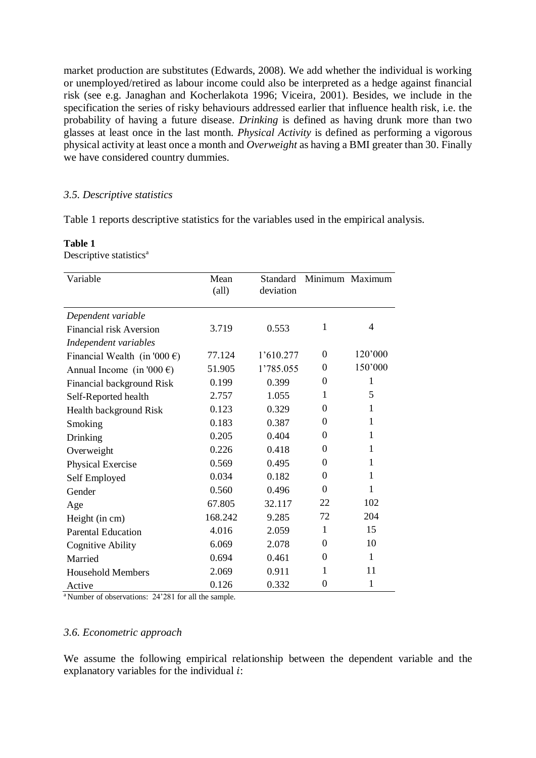market production are substitutes (Edwards, 2008). We add whether the individual is working or unemployed/retired as labour income could also be interpreted as a hedge against financial risk (see e.g. Janaghan and Kocherlakota 1996; Viceira, 2001). Besides, we include in the specification the series of risky behaviours addressed earlier that influence health risk, i.e. the probability of having a future disease. *Drinking* is defined as having drunk more than two glasses at least once in the last month. *Physical Activity* is defined as performing a vigorous physical activity at least once a month and *Overweight* as having a BMI greater than 30. Finally we have considered country dummies.

### *3.5. Descriptive statistics*

Table 1 reports descriptive statistics for the variables used in the empirical analysis.

**Table 1**
Descriptive statistics[a]

| Variable | Mean (all) | Standard deviation | Minimum | Maximum |
|---|---|---|---|---|
| *Dependent variable* | | | | |
| Financial risk Aversion | 3.719 | 0.553 | 1 | 4 |
| *Independent variables* | | | | |
| Financial Wealth (in '000 €) | 77.124 | 1'610.277 | 0 | 120'000 |
| Annual Income (in '000 €) | 51.905 | 1'785.055 | 0 | 150'000 |
| Financial background Risk | 0.199 | 0.399 | 0 | 1 |
| Self-Reported health | 2.757 | 1.055 | 1 | 5 |
| Health background Risk | 0.123 | 0.329 | 0 | 1 |
| Smoking | 0.183 | 0.387 | 0 | 1 |
| Drinking | 0.205 | 0.404 | 0 | 1 |
| Overweight | 0.226 | 0.418 | 0 | 1 |
| Physical Exercise | 0.569 | 0.495 | 0 | 1 |
| Self Employed | 0.034 | 0.182 | 0 | 1 |
| Gender | 0.560 | 0.496 | 0 | 1 |
| Age | 67.805 | 32.117 | 22 | 102 |
| Height (in cm) | 168.242 | 9.285 | 72 | 204 |
| Parental Education | 4.016 | 2.059 | 1 | 15 |
| Cognitive Ability | 6.069 | 2.078 | 0 | 10 |
| Married | 0.694 | 0.461 | 0 | 1 |
| Household Members | 2.069 | 0.911 | 1 | 11 |
| Active | 0.126 | 0.332 | 0 | 1 |

[a] Number of observations: 24'281 for all the sample.

### *3.6. Econometric approach*

We assume the following empirical relationship between the dependent variable and the explanatory variables for the individual $i$: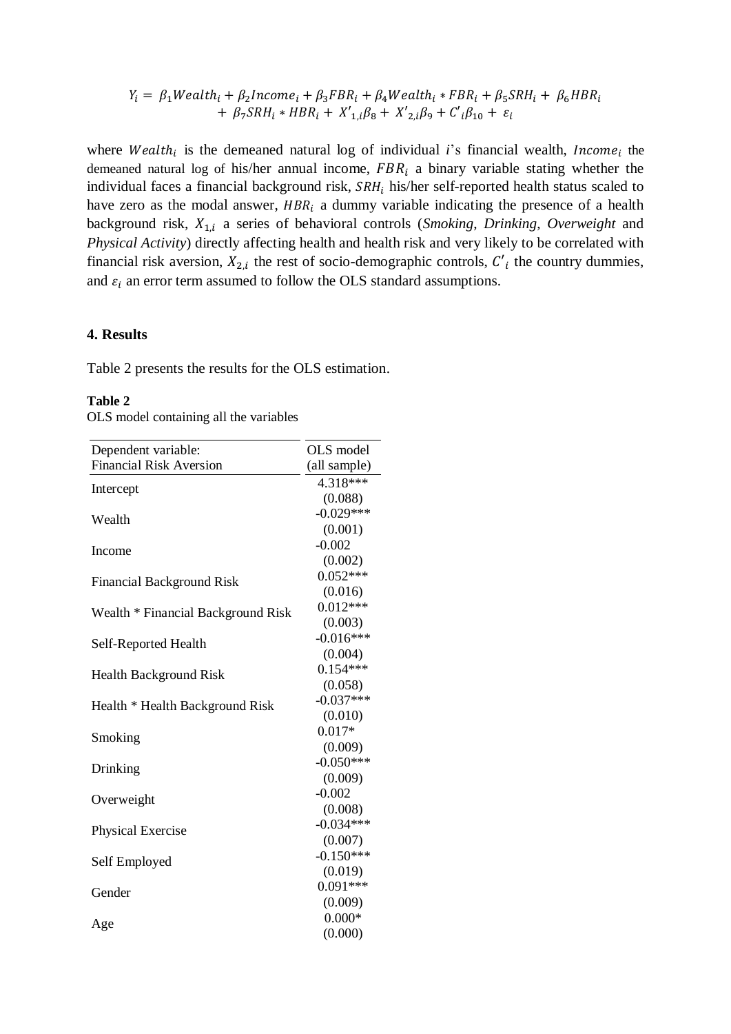$$Y_i = \beta_1 Wealth_i + \beta_2 Income_i + \beta_3 FBR_i + \beta_4 Wealth_i * FBR_i + \beta_5 SRH_i + \beta_6 HBR_i + \beta_7 SRH_i * HBR_i + X'_{1,i}\beta_8 + X'_{2,i}\beta_9 + C'_i\beta_{10} + \varepsilon_i$$

where $Wealth_i$ is the demeaned natural log of individual $i$'s financial wealth, $Income_i$ the demeaned natural log of his/her annual income, $FBR_i$ a binary variable stating whether the individual faces a financial background risk, $SRH_i$ his/her self-reported health status scaled to have zero as the modal answer, $HBR_i$ a dummy variable indicating the presence of a health background risk, $X_{1,i}$ a series of behavioral controls (*Smoking*, *Drinking*, *Overweight* and *Physical Activity*) directly affecting health and health risk and very likely to be correlated with financial risk aversion, $X_{2,i}$ the rest of socio-demographic controls, $C'_i$ the country dummies, and $\varepsilon_i$ an error term assumed to follow the OLS standard assumptions.

## 4. Results

Table 2 presents the results for the OLS estimation.

**Table 2**
OLS model containing all the variables

| Dependent variable: Financial Risk Aversion | OLS model (all sample) |
|---|---|
| Intercept | 4.318*** |
| | (0.088) |
| Wealth | -0.029*** |
| | (0.001) |
| Income | -0.002 |
| | (0.002) |
| Financial Background Risk | 0.052*** |
| | (0.016) |
| Wealth * Financial Background Risk | 0.012*** |
| | (0.003) |
| Self-Reported Health | -0.016*** |
| | (0.004) |
| Health Background Risk | 0.154*** |
| | (0.058) |
| Health * Health Background Risk | -0.037*** |
| | (0.010) |
| Smoking | 0.017* |
| | (0.009) |
| Drinking | -0.050*** |
| | (0.009) |
| Overweight | -0.002 |
| | (0.008) |
| Physical Exercise | -0.034*** |
| | (0.007) |
| Self Employed | -0.150*** |
| | (0.019) |
| Gender | 0.091*** |
| | (0.009) |
| Age | 0.000* |
| | (0.000) |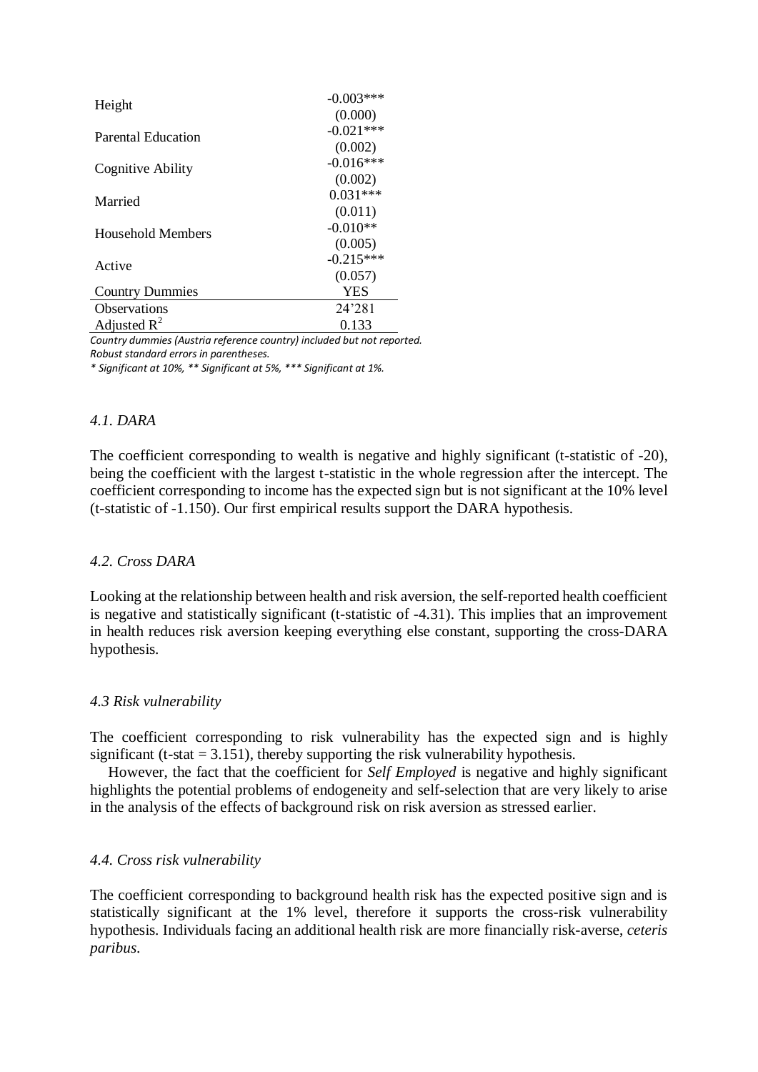| | |
|---|---|
| Height | -0.003*** |
| | (0.000) |
| Parental Education | -0.021*** |
| | (0.002) |
| Cognitive Ability | -0.016*** |
| | (0.002) |
| Married | 0.031*** |
| | (0.011) |
| Household Members | -0.010** |
| | (0.005) |
| Active | -0.215*** |
| | (0.057) |
| Country Dummies | YES |
| Observations | 24’281 |
| Adjusted $R^2$ | 0.133 |

*Country dummies (Austria reference country) included but not reported.*
*Robust standard errors in parentheses.*
*\* Significant at 10%, \*\* Significant at 5%, \*\*\* Significant at 1%.*

### *4.1. DARA*

The coefficient corresponding to wealth is negative and highly significant (t-statistic of -20), being the coefficient with the largest t-statistic in the whole regression after the intercept. The coefficient corresponding to income has the expected sign but is not significant at the 10% level (t-statistic of -1.150). Our first empirical results support the DARA hypothesis.

### *4.2. Cross DARA*

Looking at the relationship between health and risk aversion, the self-reported health coefficient is negative and statistically significant (t-statistic of -4.31). This implies that an improvement in health reduces risk aversion keeping everything else constant, supporting the cross-DARA hypothesis.

### *4.3 Risk vulnerability*

The coefficient corresponding to risk vulnerability has the expected sign and is highly significant (t-stat = 3.151), thereby supporting the risk vulnerability hypothesis.

However, the fact that the coefficient for *Self Employed* is negative and highly significant highlights the potential problems of endogeneity and self-selection that are very likely to arise in the analysis of the effects of background risk on risk aversion as stressed earlier.

### *4.4. Cross risk vulnerability*

The coefficient corresponding to background health risk has the expected positive sign and is statistically significant at the 1% level, therefore it supports the cross-risk vulnerability hypothesis. Individuals facing an additional health risk are more financially risk-averse, *ceteris paribus*.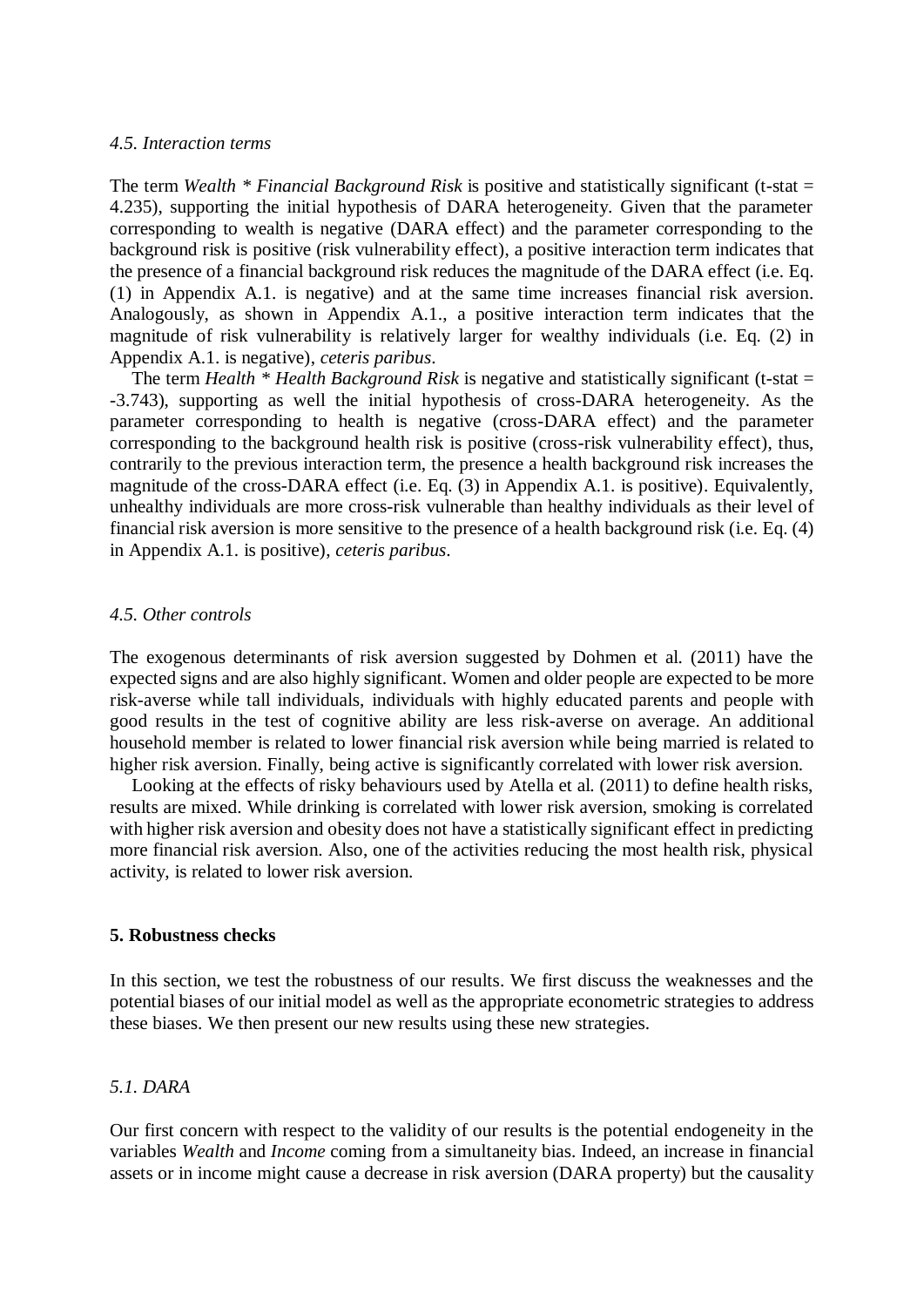### *4.5. Interaction terms*

The term *Wealth * Financial Background Risk* is positive and statistically significant (t-stat = 4.235), supporting the initial hypothesis of DARA heterogeneity. Given that the parameter corresponding to wealth is negative (DARA effect) and the parameter corresponding to the background risk is positive (risk vulnerability effect), a positive interaction term indicates that the presence of a financial background risk reduces the magnitude of the DARA effect (i.e. Eq. (1) in Appendix A.1. is negative) and at the same time increases financial risk aversion. Analogously, as shown in Appendix A.1., a positive interaction term indicates that the magnitude of risk vulnerability is relatively larger for wealthy individuals (i.e. Eq. (2) in Appendix A.1. is negative), *ceteris paribus*.

The term *Health * Health Background Risk* is negative and statistically significant (t-stat = -3.743), supporting as well the initial hypothesis of cross-DARA heterogeneity. As the parameter corresponding to health is negative (cross-DARA effect) and the parameter corresponding to the background health risk is positive (cross-risk vulnerability effect), thus, contrarily to the previous interaction term, the presence a health background risk increases the magnitude of the cross-DARA effect (i.e. Eq. (3) in Appendix A.1. is positive). Equivalently, unhealthy individuals are more cross-risk vulnerable than healthy individuals as their level of financial risk aversion is more sensitive to the presence of a health background risk (i.e. Eq. (4) in Appendix A.1. is positive), *ceteris paribus*.

### *4.5. Other controls*

The exogenous determinants of risk aversion suggested by Dohmen et al. (2011) have the expected signs and are also highly significant. Women and older people are expected to be more risk-averse while tall individuals, individuals with highly educated parents and people with good results in the test of cognitive ability are less risk-averse on average. An additional household member is related to lower financial risk aversion while being married is related to higher risk aversion. Finally, being active is significantly correlated with lower risk aversion.

Looking at the effects of risky behaviours used by Atella et al. (2011) to define health risks, results are mixed. While drinking is correlated with lower risk aversion, smoking is correlated with higher risk aversion and obesity does not have a statistically significant effect in predicting more financial risk aversion. Also, one of the activities reducing the most health risk, physical activity, is related to lower risk aversion.

## **5. Robustness checks**

In this section, we test the robustness of our results. We first discuss the weaknesses and the potential biases of our initial model as well as the appropriate econometric strategies to address these biases. We then present our new results using these new strategies.

### *5.1. DARA*

Our first concern with respect to the validity of our results is the potential endogeneity in the variables *Wealth* and *Income* coming from a simultaneity bias. Indeed, an increase in financial assets or in income might cause a decrease in risk aversion (DARA property) but the causality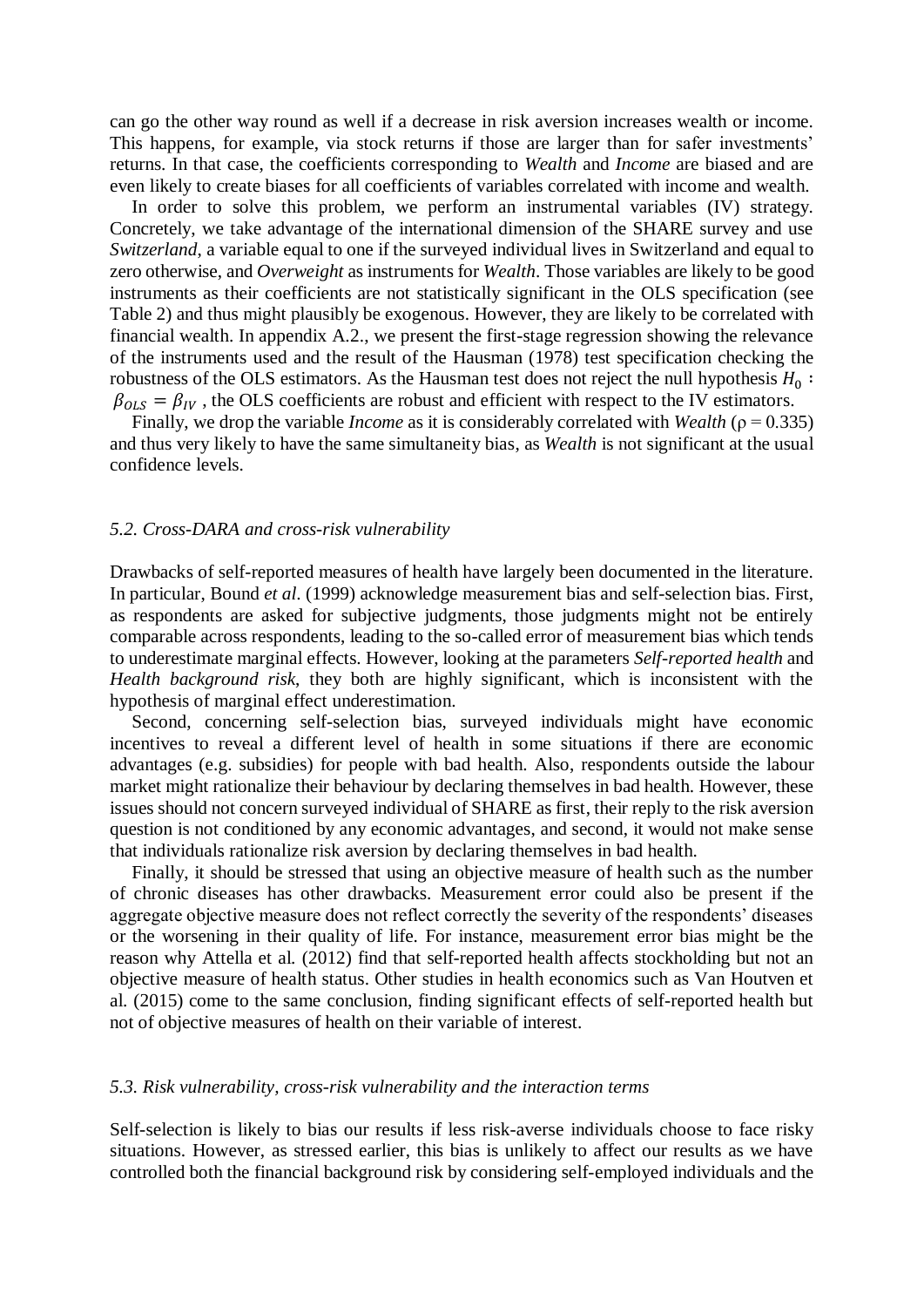can go the other way round as well if a decrease in risk aversion increases wealth or income. This happens, for example, via stock returns if those are larger than for safer investments' returns. In that case, the coefficients corresponding to *Wealth* and *Income* are biased and are even likely to create biases for all coefficients of variables correlated with income and wealth.

In order to solve this problem, we perform an instrumental variables (IV) strategy. Concretely, we take advantage of the international dimension of the SHARE survey and use *Switzerland*, a variable equal to one if the surveyed individual lives in Switzerland and equal to zero otherwise, and *Overweight* as instruments for *Wealth*. Those variables are likely to be good instruments as their coefficients are not statistically significant in the OLS specification (see Table 2) and thus might plausibly be exogenous. However, they are likely to be correlated with financial wealth. In appendix A.2., we present the first-stage regression showing the relevance of the instruments used and the result of the Hausman (1978) test specification checking the robustness of the OLS estimators. As the Hausman test does not reject the null hypothesis $H_0$ : $\beta_{OLS} = \beta_{IV}$ , the OLS coefficients are robust and efficient with respect to the IV estimators.

Finally, we drop the variable *Income* as it is considerably correlated with *Wealth* ($\rho = 0.335$) and thus very likely to have the same simultaneity bias, as *Wealth* is not significant at the usual confidence levels.

### *5.2. Cross-DARA and cross-risk vulnerability*

Drawbacks of self-reported measures of health have largely been documented in the literature. In particular, Bound *et al*. (1999) acknowledge measurement bias and self-selection bias. First, as respondents are asked for subjective judgments, those judgments might not be entirely comparable across respondents, leading to the so-called error of measurement bias which tends to underestimate marginal effects. However, looking at the parameters *Self-reported health* and *Health background risk*, they both are highly significant, which is inconsistent with the hypothesis of marginal effect underestimation.

Second, concerning self-selection bias, surveyed individuals might have economic incentives to reveal a different level of health in some situations if there are economic advantages (e.g. subsidies) for people with bad health. Also, respondents outside the labour market might rationalize their behaviour by declaring themselves in bad health. However, these issues should not concern surveyed individual of SHARE as first, their reply to the risk aversion question is not conditioned by any economic advantages, and second, it would not make sense that individuals rationalize risk aversion by declaring themselves in bad health.

Finally, it should be stressed that using an objective measure of health such as the number of chronic diseases has other drawbacks. Measurement error could also be present if the aggregate objective measure does not reflect correctly the severity of the respondents' diseases or the worsening in their quality of life. For instance, measurement error bias might be the reason why Attella et al. (2012) find that self-reported health affects stockholding but not an objective measure of health status. Other studies in health economics such as Van Houtven et al. (2015) come to the same conclusion, finding significant effects of self-reported health but not of objective measures of health on their variable of interest.

### *5.3. Risk vulnerability, cross-risk vulnerability and the interaction terms*

Self-selection is likely to bias our results if less risk-averse individuals choose to face risky situations. However, as stressed earlier, this bias is unlikely to affect our results as we have controlled both the financial background risk by considering self-employed individuals and the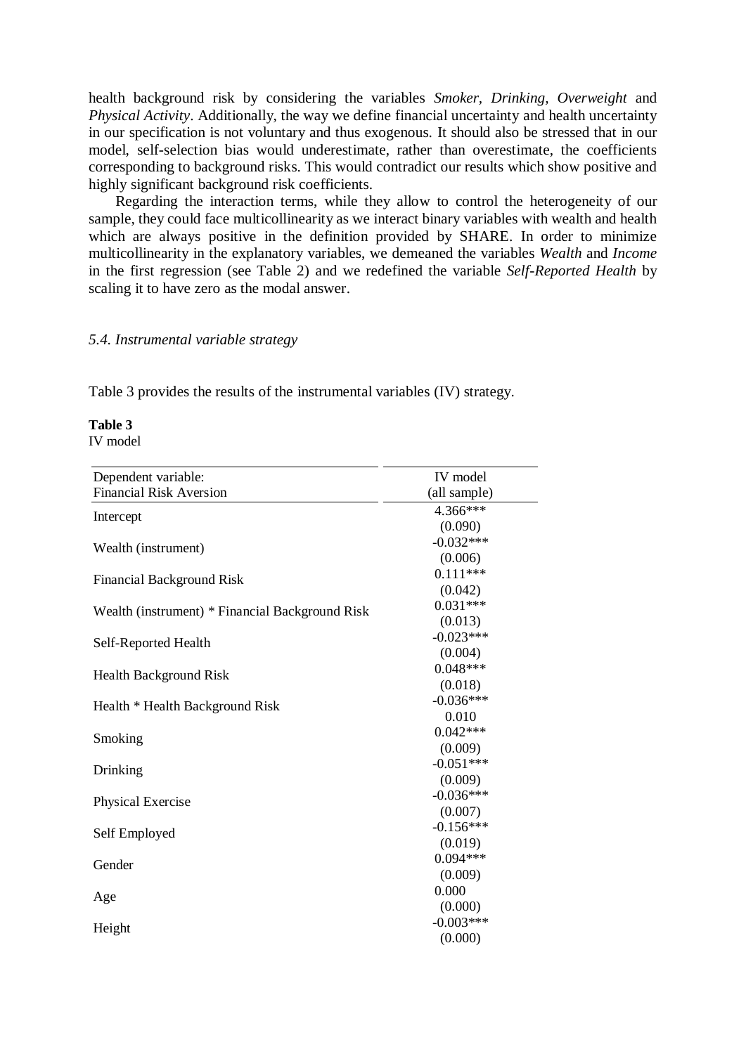health background risk by considering the variables *Smoker, Drinking, Overweight* and *Physical Activity*. Additionally, the way we define financial uncertainty and health uncertainty in our specification is not voluntary and thus exogenous. It should also be stressed that in our model, self-selection bias would underestimate, rather than overestimate, the coefficients corresponding to background risks. This would contradict our results which show positive and highly significant background risk coefficients.

Regarding the interaction terms, while they allow to control the heterogeneity of our sample, they could face multicollinearity as we interact binary variables with wealth and health which are always positive in the definition provided by SHARE. In order to minimize multicollinearity in the explanatory variables, we demeaned the variables *Wealth* and *Income* in the first regression (see Table 2) and we redefined the variable *Self-Reported Health* by scaling it to have zero as the modal answer.

### *5.4. Instrumental variable strategy*

Table 3 provides the results of the instrumental variables (IV) strategy.

**Table 3**
IV model

| Dependent variable: Financial Risk Aversion | IV model (all sample) |
|---|---|
| Intercept | 4.366*** |
| | (0.090) |
| Wealth (instrument) | -0.032*** |
| | (0.006) |
| Financial Background Risk | 0.111*** |
| | (0.042) |
| Wealth (instrument) * Financial Background Risk | 0.031*** |
| | (0.013) |
| Self-Reported Health | -0.023*** |
| | (0.004) |
| Health Background Risk | 0.048*** |
| | (0.018) |
| Health * Health Background Risk | -0.036*** |
| | 0.010 |
| Smoking | 0.042*** |
| | (0.009) |
| Drinking | -0.051*** |
| | (0.009) |
| Physical Exercise | -0.036*** |
| | (0.007) |
| Self Employed | -0.156*** |
| | (0.019) |
| Gender | 0.094*** |
| | (0.009) |
| Age | 0.000 |
| | (0.000) |
| Height | -0.003*** |
| | (0.000) |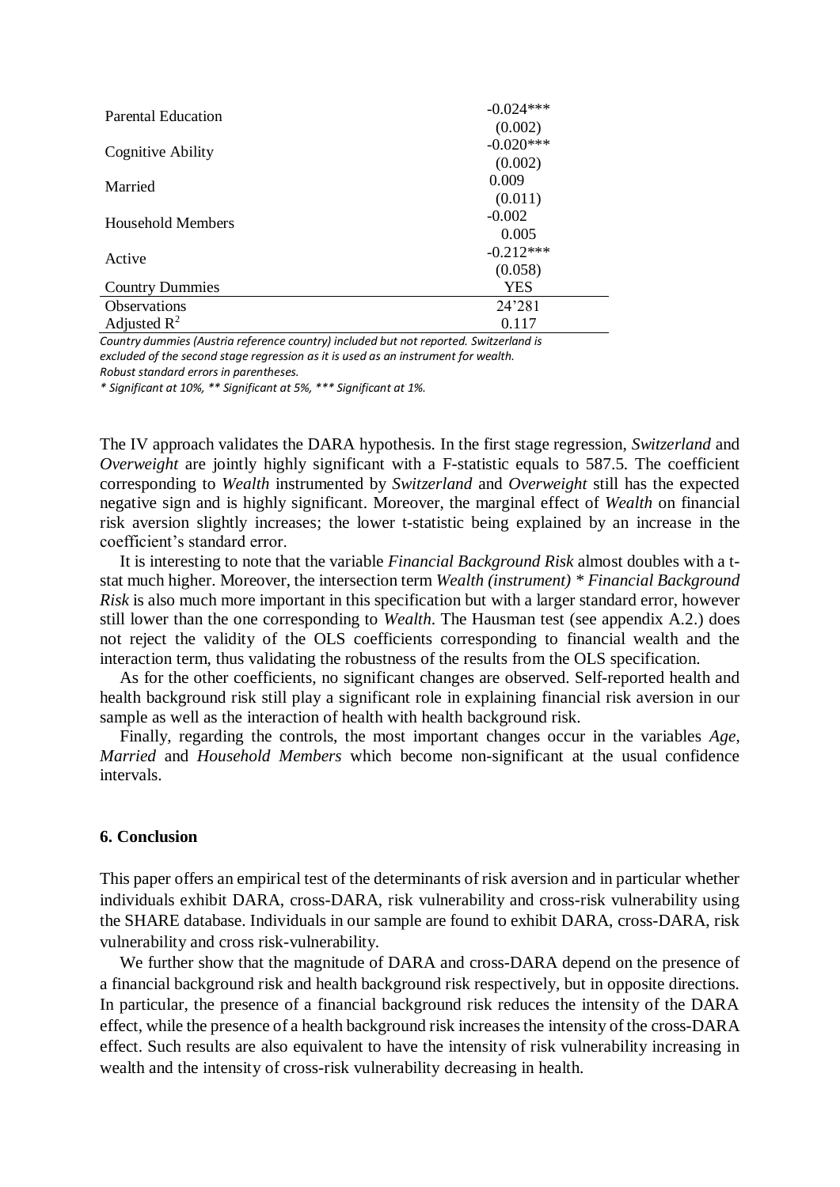| | |
|---|---|
| Parental Education | -0.024*** |
| | (0.002) |
| Cognitive Ability | -0.020*** |
| | (0.002) |
| Married | 0.009 |
| | (0.011) |
| Household Members | -0.002 |
| | 0.005 |
| Active | -0.212*** |
| | (0.058) |
| Country Dummies | YES |
| Observations | 24'281 |
| Adjusted $R^2$ | 0.117 |

*Country dummies (Austria reference country) included but not reported. Switzerland is excluded of the second stage regression as it is used as an instrument for wealth.*
*Robust standard errors in parentheses.*
*\* Significant at 10%, \*\* Significant at 5%, \*\*\* Significant at 1%.*

The IV approach validates the DARA hypothesis. In the first stage regression, *Switzerland* and *Overweight* are jointly highly significant with a F-statistic equals to 587.5. The coefficient corresponding to *Wealth* instrumented by *Switzerland* and *Overweight* still has the expected negative sign and is highly significant. Moreover, the marginal effect of *Wealth* on financial risk aversion slightly increases; the lower t-statistic being explained by an increase in the coefficient's standard error.

It is interesting to note that the variable *Financial Background Risk* almost doubles with a t-stat much higher. Moreover, the intersection term *Wealth (instrument) \* Financial Background Risk* is also much more important in this specification but with a larger standard error, however still lower than the one corresponding to *Wealth*. The Hausman test (see appendix A.2.) does not reject the validity of the OLS coefficients corresponding to financial wealth and the interaction term, thus validating the robustness of the results from the OLS specification.

As for the other coefficients, no significant changes are observed. Self-reported health and health background risk still play a significant role in explaining financial risk aversion in our sample as well as the interaction of health with health background risk.

Finally, regarding the controls, the most important changes occur in the variables *Age*, *Married* and *Household Members* which become non-significant at the usual confidence intervals.

## 6. Conclusion

This paper offers an empirical test of the determinants of risk aversion and in particular whether individuals exhibit DARA, cross-DARA, risk vulnerability and cross-risk vulnerability using the SHARE database. Individuals in our sample are found to exhibit DARA, cross-DARA, risk vulnerability and cross risk-vulnerability.

We further show that the magnitude of DARA and cross-DARA depend on the presence of a financial background risk and health background risk respectively, but in opposite directions. In particular, the presence of a financial background risk reduces the intensity of the DARA effect, while the presence of a health background risk increases the intensity of the cross-DARA effect. Such results are also equivalent to have the intensity of risk vulnerability increasing in wealth and the intensity of cross-risk vulnerability decreasing in health.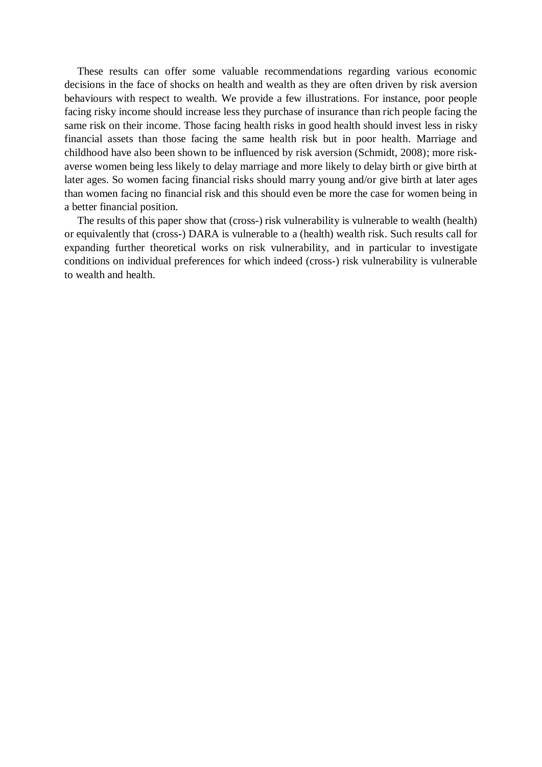These results can offer some valuable recommendations regarding various economic decisions in the face of shocks on health and wealth as they are often driven by risk aversion behaviours with respect to wealth. We provide a few illustrations. For instance, poor people facing risky income should increase less they purchase of insurance than rich people facing the same risk on their income. Those facing health risks in good health should invest less in risky financial assets than those facing the same health risk but in poor health. Marriage and childhood have also been shown to be influenced by risk aversion (Schmidt, 2008); more risk-averse women being less likely to delay marriage and more likely to delay birth or give birth at later ages. So women facing financial risks should marry young and/or give birth at later ages than women facing no financial risk and this should even be more the case for women being in a better financial position.

The results of this paper show that (cross-) risk vulnerability is vulnerable to wealth (health) or equivalently that (cross-) DARA is vulnerable to a (health) wealth risk. Such results call for expanding further theoretical works on risk vulnerability, and in particular to investigate conditions on individual preferences for which indeed (cross-) risk vulnerability is vulnerable to wealth and health.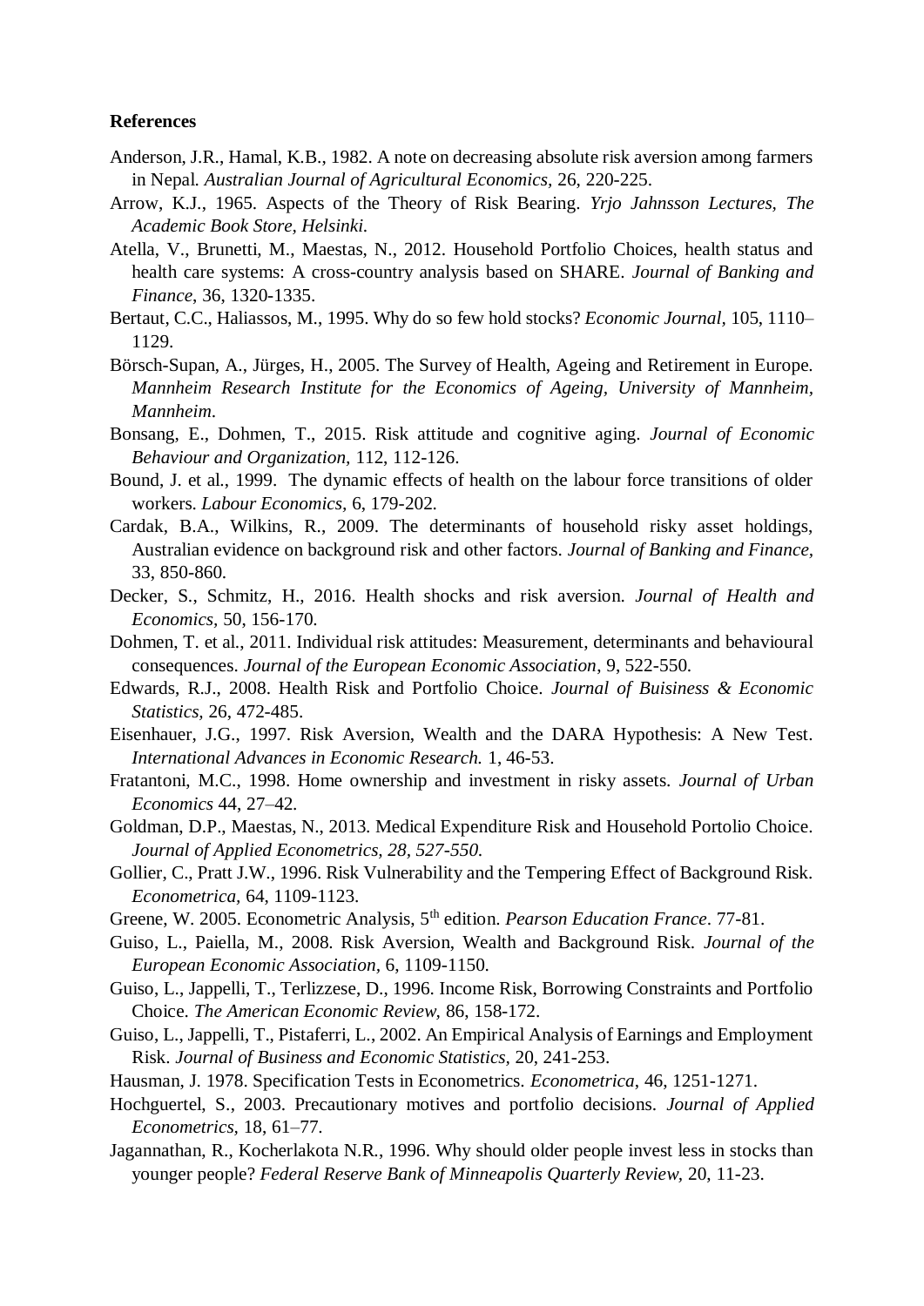**References**

Anderson, J.R., Hamal, K.B., 1982. A note on decreasing absolute risk aversion among farmers in Nepal. *Australian Journal of Agricultural Economics*, 26, 220-225.

Arrow, K.J., 1965. Aspects of the Theory of Risk Bearing. *Yrjo Jahnsson Lectures, The Academic Book Store, Helsinki.*

Atella, V., Brunetti, M., Maestas, N., 2012. Household Portfolio Choices, health status and health care systems: A cross-country analysis based on SHARE. *Journal of Banking and Finance*, 36, 1320-1335.

Bertaut, C.C., Haliassos, M., 1995. Why do so few hold stocks? *Economic Journal*, 105, 1110–1129.

Börsch-Supan, A., Jürges, H., 2005. The Survey of Health, Ageing and Retirement in Europe. *Mannheim Research Institute for the Economics of Ageing, University of Mannheim, Mannheim.*

Bonsang, E., Dohmen, T., 2015. Risk attitude and cognitive aging. *Journal of Economic Behaviour and Organization,* 112, 112-126.

Bound, J. et al., 1999. The dynamic effects of health on the labour force transitions of older workers. *Labour Economics*, 6, 179-202.

Cardak, B.A., Wilkins, R., 2009. The determinants of household risky asset holdings, Australian evidence on background risk and other factors. *Journal of Banking and Finance,* 33, 850-860.

Decker, S., Schmitz, H., 2016. Health shocks and risk aversion. *Journal of Health and Economics,* 50, 156-170.

Dohmen, T. et al., 2011. Individual risk attitudes: Measurement, determinants and behavioural consequences. *Journal of the European Economic Association*, 9, 522-550.

Edwards, R.J., 2008. Health Risk and Portfolio Choice. *Journal of Buisiness & Economic Statistics,* 26, 472-485.

Eisenhauer, J.G., 1997. Risk Aversion, Wealth and the DARA Hypothesis: A New Test. *International Advances in Economic Research.* 1, 46-53.

Fratantoni, M.C., 1998. Home ownership and investment in risky assets. *Journal of Urban Economics* 44, 27–42.

Goldman, D.P., Maestas, N., 2013. Medical Expenditure Risk and Household Portolio Choice. *Journal of Applied Econometrics, 28, 527-550.*

Gollier, C., Pratt J.W., 1996. Risk Vulnerability and the Tempering Effect of Background Risk. *Econometrica*, 64, 1109-1123.

Greene, W. 2005. Econometric Analysis, 5th edition. *Pearson Education France*. 77-81.

Guiso, L., Paiella, M., 2008. Risk Aversion, Wealth and Background Risk. *Journal of the European Economic Association,* 6, 1109-1150.

Guiso, L., Jappelli, T., Terlizzese, D., 1996. Income Risk, Borrowing Constraints and Portfolio Choice. *The American Economic Review,* 86, 158-172.

Guiso, L., Jappelli, T., Pistaferri, L., 2002. An Empirical Analysis of Earnings and Employment Risk. *Journal of Business and Economic Statistics,* 20, 241-253.

Hausman, J. 1978. Specification Tests in Econometrics. *Econometrica*, 46, 1251-1271.

Hochguertel, S., 2003. Precautionary motives and portfolio decisions. *Journal of Applied Econometrics,* 18, 61–77.

Jagannathan, R., Kocherlakota N.R., 1996. Why should older people invest less in stocks than younger people? *Federal Reserve Bank of Minneapolis Quarterly Review*, 20, 11-23.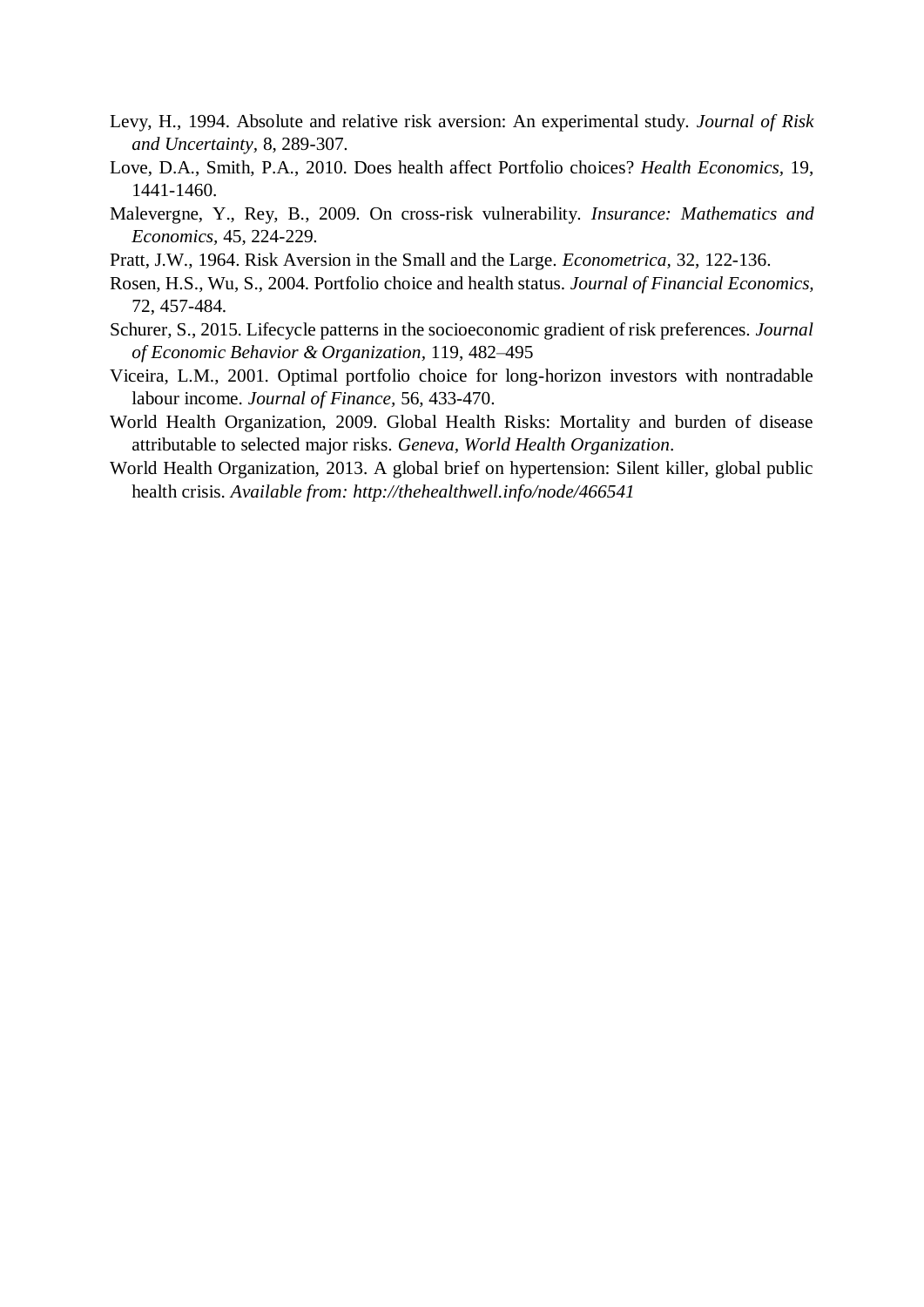Levy, H., 1994. Absolute and relative risk aversion: An experimental study. *Journal of Risk and Uncertainty*, 8, 289-307.

Love, D.A., Smith, P.A., 2010. Does health affect Portfolio choices? *Health Economics*, 19, 1441-1460.

Malevergne, Y., Rey, B., 2009. On cross-risk vulnerability. *Insurance: Mathematics and Economics*, 45, 224-229.

Pratt, J.W., 1964. Risk Aversion in the Small and the Large. *Econometrica*, 32, 122-136.

Rosen, H.S., Wu, S., 2004. Portfolio choice and health status. *Journal of Financial Economics*, 72, 457-484.

Schurer, S., 2015. Lifecycle patterns in the socioeconomic gradient of risk preferences. *Journal of Economic Behavior & Organization*, 119, 482–495

Viceira, L.M., 2001. Optimal portfolio choice for long-horizon investors with nontradable labour income. *Journal of Finance*, 56, 433-470.

World Health Organization, 2009. Global Health Risks: Mortality and burden of disease attributable to selected major risks. *Geneva, World Health Organization*.

World Health Organization, 2013. A global brief on hypertension: Silent killer, global public health crisis. *Available from: http://thehealthwell.info/node/466541*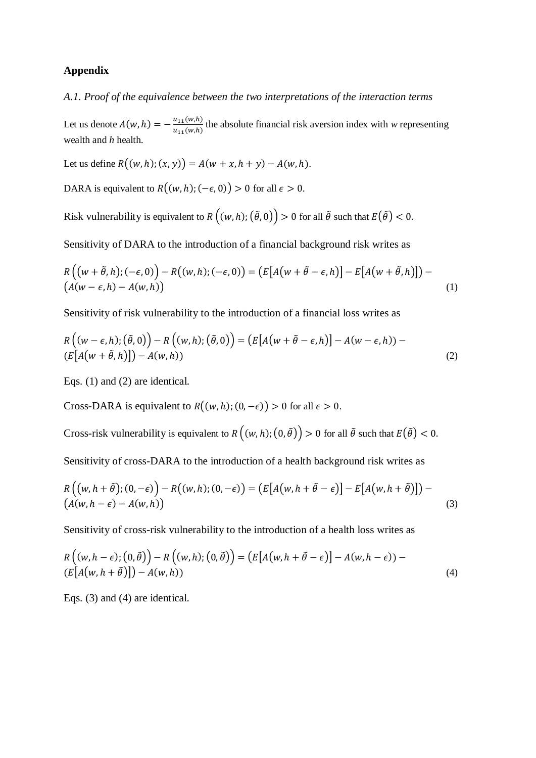# Appendix

*A.1. Proof of the equivalence between the two interpretations of the interaction terms*

Let us denote $A(w,h) = -\frac{u_{11}(w,h)}{u_{11}(w,h)}$ the absolute financial risk aversion index with *w* representing wealth and *h* health.

Let us define $R\big((w,h);(x,y)\big) = A(w+x,h+y) - A(w,h)$.

DARA is equivalent to $R\big((w,h);(-\epsilon,0)\big) > 0$ for all $\epsilon > 0$.

Risk vulnerability is equivalent to $R\left((w,h);\big(\tilde{\theta},0\big)\right) > 0$ for all $\tilde{\theta}$ such that $E\big(\tilde{\theta}\big) < 0$.

Sensitivity of DARA to the introduction of a financial background risk writes as

$$R\left(\big(w+\tilde{\theta},h\big);(-\epsilon,0)\right) - R\big((w,h);(-\epsilon,0)\big) = \left(E\left[A\big(w+\tilde{\theta}-\epsilon,h\big)\right] - E\left[A\big(w+\tilde{\theta},h\big)\right]\right) - \big(A(w-\epsilon,h) - A(w,h)\big) \tag{1}$$

Sensitivity of risk vulnerability to the introduction of a financial loss writes as

$$R\left((w-\epsilon,h);\big(\tilde{\theta},0\big)\right) - R\left((w,h);\big(\tilde{\theta},0\big)\right) = \left(E\left[A\big(w+\tilde{\theta}-\epsilon,h\big)\right] - A(w-\epsilon,h)\right) - \left(E\left[A\big(w+\tilde{\theta},h\big)\right]\right) - A(w,h)) \tag{2}$$

Eqs. (1) and (2) are identical.

Cross-DARA is equivalent to $R\big((w,h);(0,-\epsilon)\big) > 0$ for all $\epsilon > 0$.

Cross-risk vulnerability is equivalent to $R\left((w,h);\big(0,\tilde{\theta}\big)\right) > 0$ for all $\tilde{\theta}$ such that $E\big(\tilde{\theta}\big) < 0$.

Sensitivity of cross-DARA to the introduction of a health background risk writes as

$$R\left(\big(w,h+\tilde{\theta}\big);(0,-\epsilon)\right) - R\big((w,h);(0,-\epsilon)\big) = \left(E\left[A\big(w,h+\tilde{\theta}-\epsilon\big)\right] - E\left[A\big(w,h+\tilde{\theta}\big)\right]\right) - \big(A(w,h-\epsilon) - A(w,h)\big) \tag{3}$$

Sensitivity of cross-risk vulnerability to the introduction of a health loss writes as

$$R\left((w,h-\epsilon);\big(0,\tilde{\theta}\big)\right) - R\left((w,h);\big(0,\tilde{\theta}\big)\right) = \left(E\left[A\big(w,h+\tilde{\theta}-\epsilon\big)\right] - A(w,h-\epsilon)\right) - \left(E\left[A\big(w,h+\tilde{\theta}\big)\right]\right) - A(w,h)) \tag{4}$$

Eqs. (3) and (4) are identical.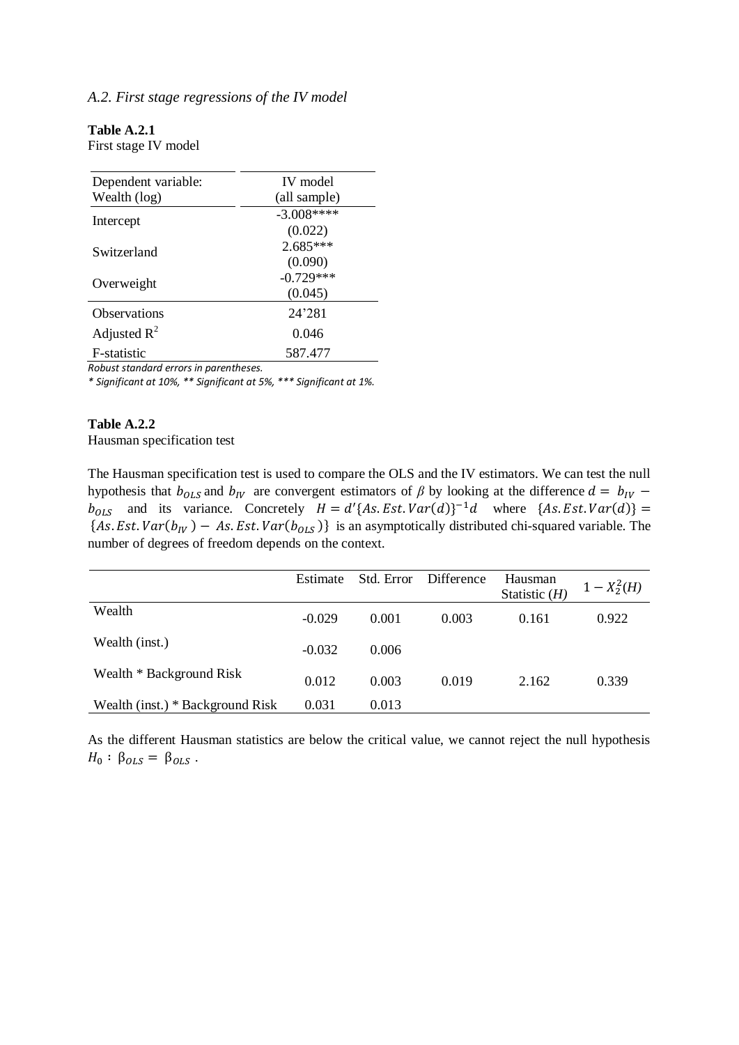*A.2. First stage regressions of the IV model*

**Table A.2.1**
First stage IV model

| Dependent variable: Wealth (log) | IV model (all sample) |
|---|---|
| Intercept | -3.008**** |
| | (0.022) |
| Switzerland | 2.685*** |
| | (0.090) |
| Overweight | -0.729*** |
| | (0.045) |
| Observations | 24'281 |
| Adjusted $R^2$ | 0.046 |
| F-statistic | 587.477 |

*Robust standard errors in parentheses.*
*\* Significant at 10%, \*\* Significant at 5%, \*\*\* Significant at 1%.*

**Table A.2.2**
Hausman specification test

The Hausman specification test is used to compare the OLS and the IV estimators. We can test the null hypothesis that $b_{OLS}$ and $b_{IV}$ are convergent estimators of $\beta$ by looking at the difference $d = b_{IV} - b_{OLS}$ and its variance. Concretely $H = d'\{As.Est.Var(d)\}^{-1}d$ where $\{As.Est.Var(d)\} = \{As.Est.Var(b_{IV}) - As.Est.Var(b_{OLS})\}$ is an asymptotically distributed chi-squared variable. The number of degrees of freedom depends on the context.

| | Estimate | Std. Error | Difference | Hausman Statistic ($H$) | $1 - X_2^2(H)$ |
|---|---|---|---|---|---|
| Wealth | -0.029 | 0.001 | 0.003 | 0.161 | 0.922 |
| Wealth (inst.) | -0.032 | 0.006 | | | |
| Wealth * Background Risk | 0.012 | 0.003 | 0.019 | 2.162 | 0.339 |
| Wealth (inst.) * Background Risk | 0.031 | 0.013 | | | |

As the different Hausman statistics are below the critical value, we cannot reject the null hypothesis $H_0 : \beta_{OLS} = \beta_{OLS}$ .